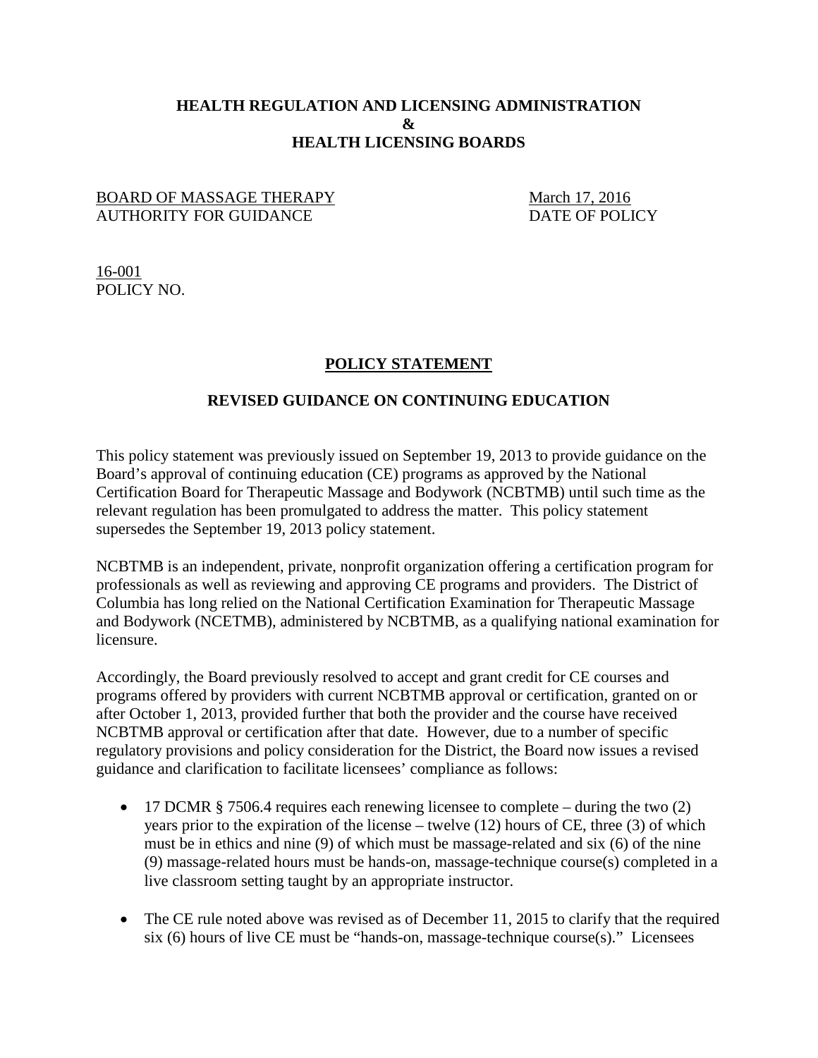**HEALTH REGULATION AND LICENSING ADMINISTRATION**
**&**
**HEALTH LICENSING BOARDS**

BOARD OF MASSAGE THERAPY — March 17, 2016
AUTHORITY FOR GUIDANCE — DATE OF POLICY

16-001
POLICY NO.

## POLICY STATEMENT

### REVISED GUIDANCE ON CONTINUING EDUCATION

This policy statement was previously issued on September 19, 2013 to provide guidance on the Board's approval of continuing education (CE) programs as approved by the National Certification Board for Therapeutic Massage and Bodywork (NCBTMB) until such time as the relevant regulation has been promulgated to address the matter. This policy statement supersedes the September 19, 2013 policy statement.

NCBTMB is an independent, private, nonprofit organization offering a certification program for professionals as well as reviewing and approving CE programs and providers. The District of Columbia has long relied on the National Certification Examination for Therapeutic Massage and Bodywork (NCETMB), administered by NCBTMB, as a qualifying national examination for licensure.

Accordingly, the Board previously resolved to accept and grant credit for CE courses and programs offered by providers with current NCBTMB approval or certification, granted on or after October 1, 2013, provided further that both the provider and the course have received NCBTMB approval or certification after that date. However, due to a number of specific regulatory provisions and policy consideration for the District, the Board now issues a revised guidance and clarification to facilitate licensees' compliance as follows:

- 17 DCMR § 7506.4 requires each renewing licensee to complete – during the two (2) years prior to the expiration of the license – twelve (12) hours of CE, three (3) of which must be in ethics and nine (9) of which must be massage-related and six (6) of the nine (9) massage-related hours must be hands-on, massage-technique course(s) completed in a live classroom setting taught by an appropriate instructor.

- The CE rule noted above was revised as of December 11, 2015 to clarify that the required six (6) hours of live CE must be "hands-on, massage-technique course(s)." Licensees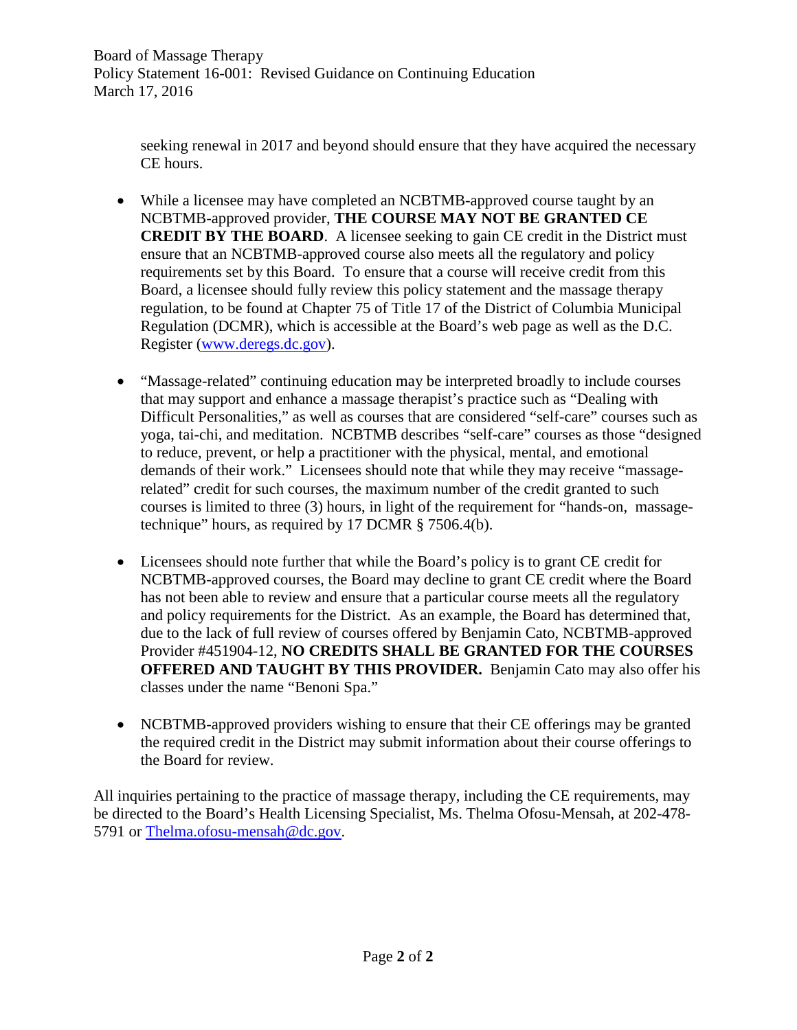seeking renewal in 2017 and beyond should ensure that they have acquired the necessary CE hours.

- While a licensee may have completed an NCBTMB-approved course taught by an NCBTMB-approved provider, **THE COURSE MAY NOT BE GRANTED CE CREDIT BY THE BOARD**. A licensee seeking to gain CE credit in the District must ensure that an NCBTMB-approved course also meets all the regulatory and policy requirements set by this Board. To ensure that a course will receive credit from this Board, a licensee should fully review this policy statement and the massage therapy regulation, to be found at Chapter 75 of Title 17 of the District of Columbia Municipal Regulation (DCMR), which is accessible at the Board's web page as well as the D.C. Register ([www.deregs.dc.gov](http://www.deregs.dc.gov)).

- "Massage-related" continuing education may be interpreted broadly to include courses that may support and enhance a massage therapist's practice such as "Dealing with Difficult Personalities," as well as courses that are considered "self-care" courses such as yoga, tai-chi, and meditation. NCBTMB describes "self-care" courses as those "designed to reduce, prevent, or help a practitioner with the physical, mental, and emotional demands of their work." Licensees should note that while they may receive "massage-related" credit for such courses, the maximum number of the credit granted to such courses is limited to three (3) hours, in light of the requirement for "hands-on, massage-technique" hours, as required by 17 DCMR § 7506.4(b).

- Licensees should note further that while the Board's policy is to grant CE credit for NCBTMB-approved courses, the Board may decline to grant CE credit where the Board has not been able to review and ensure that a particular course meets all the regulatory and policy requirements for the District. As an example, the Board has determined that, due to the lack of full review of courses offered by Benjamin Cato, NCBTMB-approved Provider #451904-12, **NO CREDITS SHALL BE GRANTED FOR THE COURSES OFFERED AND TAUGHT BY THIS PROVIDER.** Benjamin Cato may also offer his classes under the name "Benoni Spa."

- NCBTMB-approved providers wishing to ensure that their CE offerings may be granted the required credit in the District may submit information about their course offerings to the Board for review.

All inquiries pertaining to the practice of massage therapy, including the CE requirements, may be directed to the Board's Health Licensing Specialist, Ms. Thelma Ofosu-Mensah, at 202-478-5791 or [Thelma.ofosu-mensah@dc.gov](mailto:Thelma.ofosu-mensah@dc.gov).